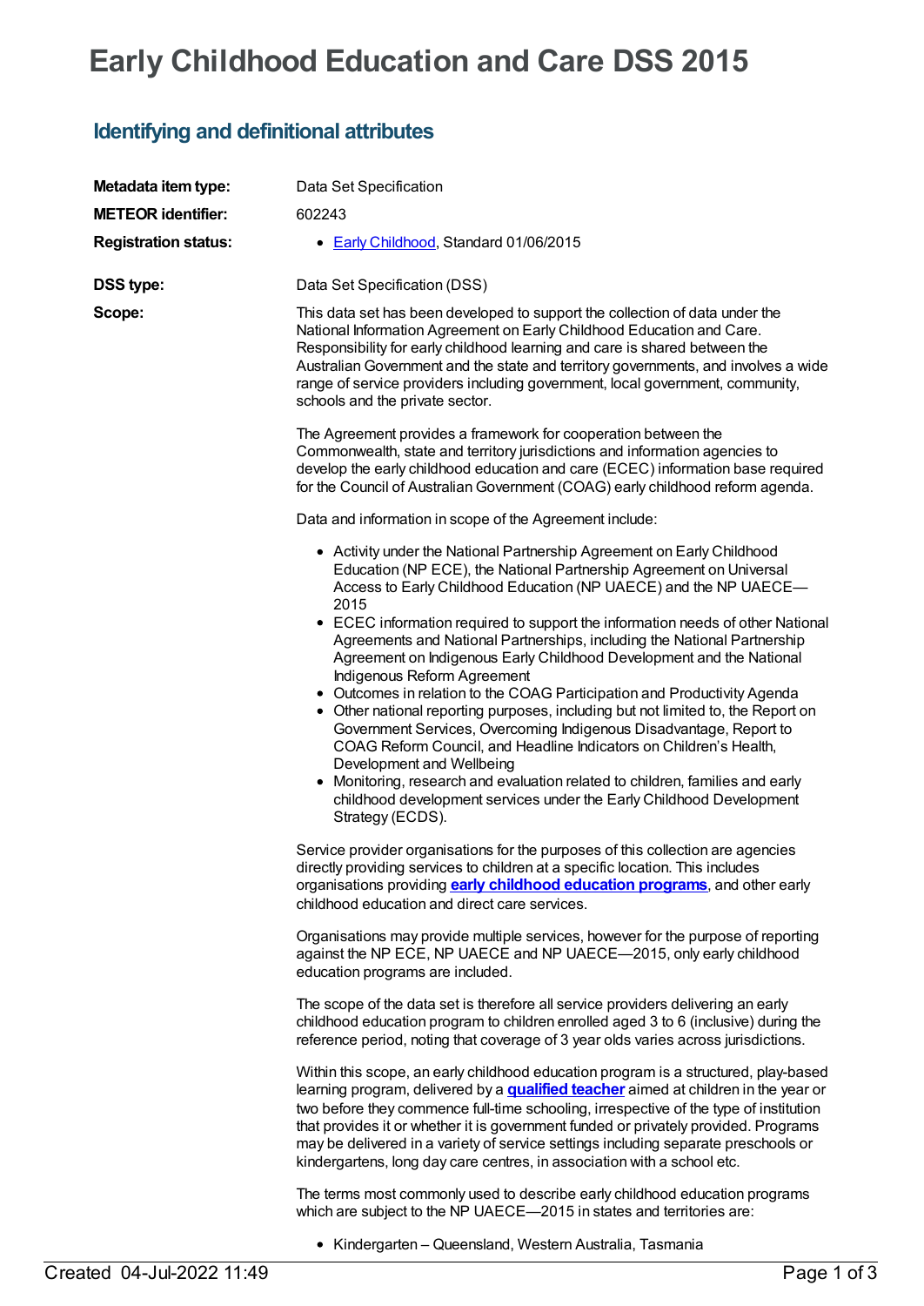# Early Childhood Education and Care DSS 2015

## Identifying and definitional attributes

| | |
|---|---|
| **Metadata item type:** | Data Set Specification |
| **METEOR identifier:** | 602243 |
| **Registration status:** | • Early Childhood, Standard 01/06/2015 |
| **DSS type:** | Data Set Specification (DSS) |

**Scope:**

This data set has been developed to support the collection of data under the National Information Agreement on Early Childhood Education and Care. Responsibility for early childhood learning and care is shared between the Australian Government and the state and territory governments, and involves a wide range of service providers including government, local government, community, schools and the private sector.

The Agreement provides a framework for cooperation between the Commonwealth, state and territory jurisdictions and information agencies to develop the early childhood education and care (ECEC) information base required for the Council of Australian Government (COAG) early childhood reform agenda.

Data and information in scope of the Agreement include:

- Activity under the National Partnership Agreement on Early Childhood Education (NP ECE), the National Partnership Agreement on Universal Access to Early Childhood Education (NP UAECE) and the NP UAECE—2015
- ECEC information required to support the information needs of other National Agreements and National Partnerships, including the National Partnership Agreement on Indigenous Early Childhood Development and the National Indigenous Reform Agreement
- Outcomes in relation to the COAG Participation and Productivity Agenda
- Other national reporting purposes, including but not limited to, the Report on Government Services, Overcoming Indigenous Disadvantage, Report to COAG Reform Council, and Headline Indicators on Children's Health, Development and Wellbeing
- Monitoring, research and evaluation related to children, families and early childhood development services under the Early Childhood Development Strategy (ECDS).

Service provider organisations for the purposes of this collection are agencies directly providing services to children at a specific location. This includes organisations providing **early childhood education programs**, and other early childhood education and direct care services.

Organisations may provide multiple services, however for the purpose of reporting against the NP ECE, NP UAECE and NP UAECE—2015, only early childhood education programs are included.

The scope of the data set is therefore all service providers delivering an early childhood education program to children enrolled aged 3 to 6 (inclusive) during the reference period, noting that coverage of 3 year olds varies across jurisdictions.

Within this scope, an early childhood education program is a structured, play-based learning program, delivered by a **qualified teacher** aimed at children in the year or two before they commence full-time schooling, irrespective of the type of institution that provides it or whether it is government funded or privately provided. Programs may be delivered in a variety of service settings including separate preschools or kindergartens, long day care centres, in association with a school etc.

The terms most commonly used to describe early childhood education programs which are subject to the NP UAECE—2015 in states and territories are:

- Kindergarten – Queensland, Western Australia, Tasmania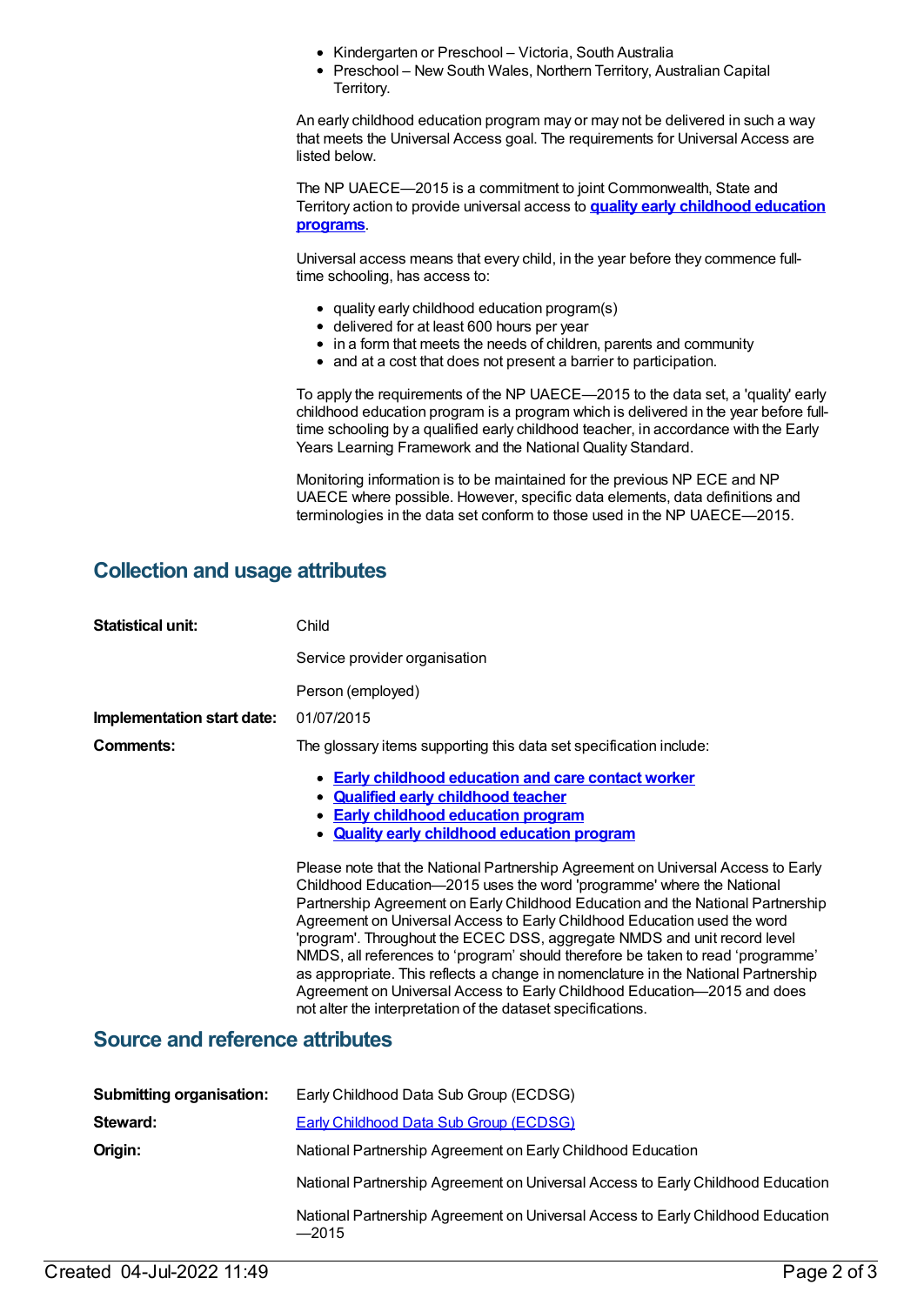- Kindergarten or Preschool – Victoria, South Australia
- Preschool – New South Wales, Northern Territory, Australian Capital Territory.

An early childhood education program may or may not be delivered in such a way that meets the Universal Access goal. The requirements for Universal Access are listed below.

The NP UAECE—2015 is a commitment to joint Commonwealth, State and Territory action to provide universal access to **quality early childhood education programs**.

Universal access means that every child, in the year before they commence full-time schooling, has access to:

- quality early childhood education program(s)
- delivered for at least 600 hours per year
- in a form that meets the needs of children, parents and community
- and at a cost that does not present a barrier to participation.

To apply the requirements of the NP UAECE—2015 to the data set, a 'quality' early childhood education program is a program which is delivered in the year before full-time schooling by a qualified early childhood teacher, in accordance with the Early Years Learning Framework and the National Quality Standard.

Monitoring information is to be maintained for the previous NP ECE and NP UAECE where possible. However, specific data elements, data definitions and terminologies in the data set conform to those used in the NP UAECE—2015.

## Collection and usage attributes

**Statistical unit:** Child

Service provider organisation

Person (employed)

**Implementation start date:** 01/07/2015

**Comments:** The glossary items supporting this data set specification include:

- **Early childhood education and care contact worker**
- **Qualified early childhood teacher**
- **Early childhood education program**
- **Quality early childhood education program**

Please note that the National Partnership Agreement on Universal Access to Early Childhood Education—2015 uses the word 'programme' where the National Partnership Agreement on Early Childhood Education and the National Partnership Agreement on Universal Access to Early Childhood Education used the word 'program'. Throughout the ECEC DSS, aggregate NMDS and unit record level NMDS, all references to 'program' should therefore be taken to read 'programme' as appropriate. This reflects a change in nomenclature in the National Partnership Agreement on Universal Access to Early Childhood Education—2015 and does not alter the interpretation of the dataset specifications.

## Source and reference attributes

**Submitting organisation:** Early Childhood Data Sub Group (ECDSG)

**Steward:** Early Childhood Data Sub Group (ECDSG)

**Origin:** National Partnership Agreement on Early Childhood Education

National Partnership Agreement on Universal Access to Early Childhood Education

National Partnership Agreement on Universal Access to Early Childhood Education—2015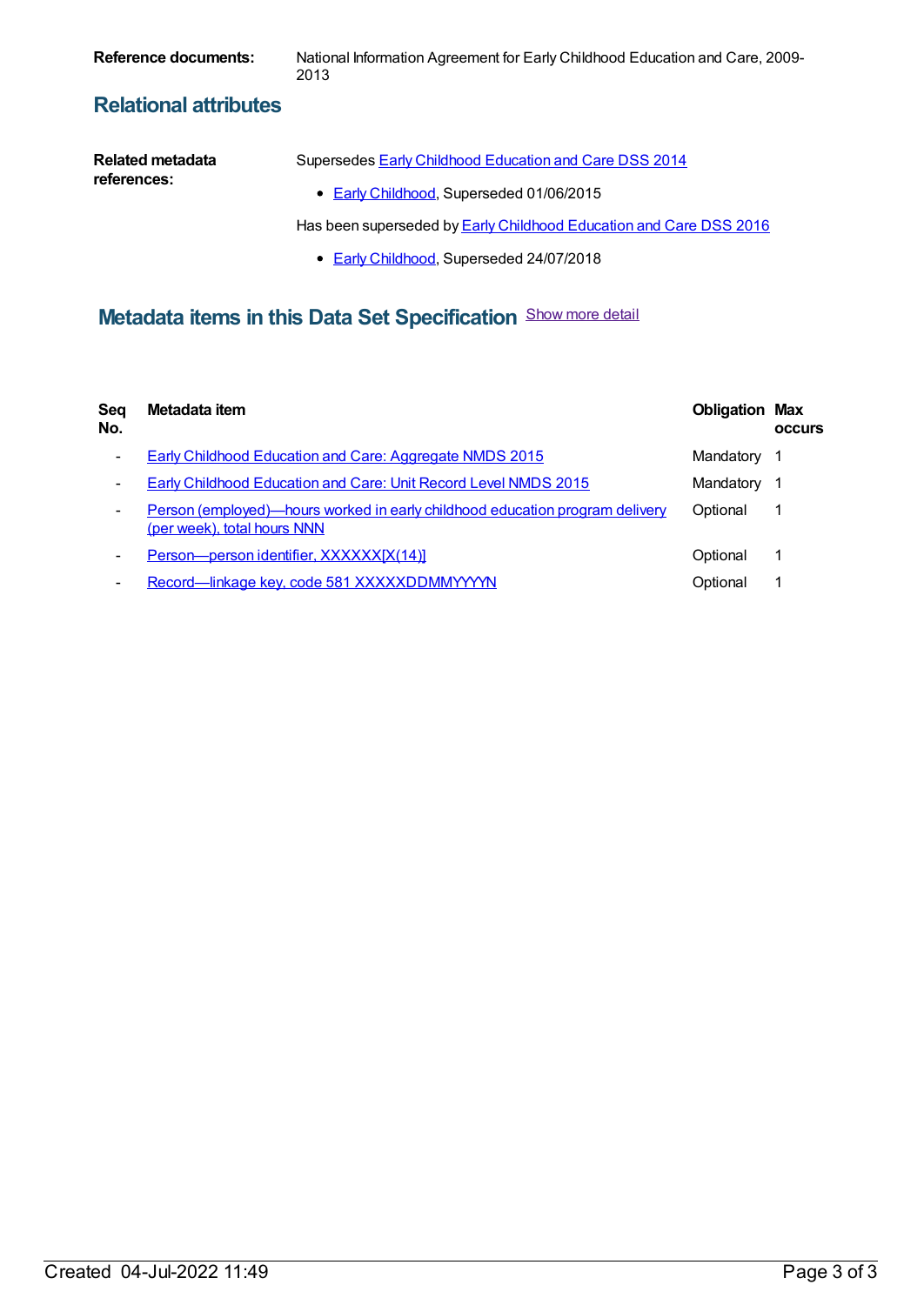**Reference documents:** National Information Agreement for Early Childhood Education and Care, 2009-2013

## Relational attributes

**Related metadata references:**

Supersedes Early Childhood Education and Care DSS 2014

- Early Childhood, Superseded 01/06/2015

Has been superseded by Early Childhood Education and Care DSS 2016

- Early Childhood, Superseded 24/07/2018

## Metadata items in this Data Set Specification Show more detail

| Seq No. | Metadata item | Obligation | Max occurs |
|---|---|---|---|
| - | Early Childhood Education and Care: Aggregate NMDS 2015 | Mandatory | 1 |
| - | Early Childhood Education and Care: Unit Record Level NMDS 2015 | Mandatory | 1 |
| - | Person (employed)—hours worked in early childhood education program delivery (per week), total hours NNN | Optional | 1 |
| - | Person—person identifier, XXXXXX[X(14)] | Optional | 1 |
| - | Record—linkage key, code 581 XXXXXDDMMYYYYN | Optional | 1 |